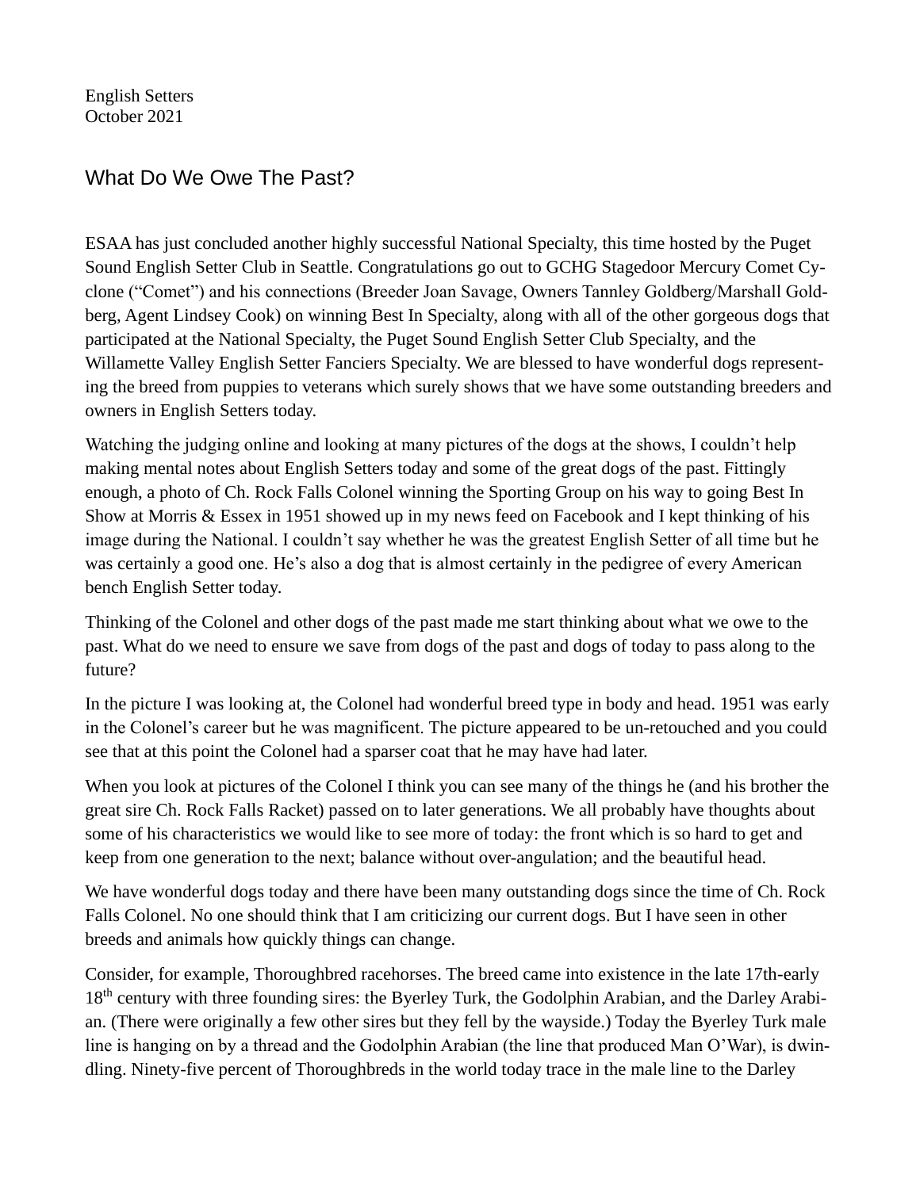English Setters
October 2021

## What Do We Owe The Past?

ESAA has just concluded another highly successful National Specialty, this time hosted by the Puget Sound English Setter Club in Seattle. Congratulations go out to GCHG Stagedoor Mercury Comet Cyclone ("Comet") and his connections (Breeder Joan Savage, Owners Tannley Goldberg/Marshall Goldberg, Agent Lindsey Cook) on winning Best In Specialty, along with all of the other gorgeous dogs that participated at the National Specialty, the Puget Sound English Setter Club Specialty, and the Willamette Valley English Setter Fanciers Specialty. We are blessed to have wonderful dogs representing the breed from puppies to veterans which surely shows that we have some outstanding breeders and owners in English Setters today.

Watching the judging online and looking at many pictures of the dogs at the shows, I couldn't help making mental notes about English Setters today and some of the great dogs of the past. Fittingly enough, a photo of Ch. Rock Falls Colonel winning the Sporting Group on his way to going Best In Show at Morris & Essex in 1951 showed up in my news feed on Facebook and I kept thinking of his image during the National. I couldn't say whether he was the greatest English Setter of all time but he was certainly a good one. He's also a dog that is almost certainly in the pedigree of every American bench English Setter today.

Thinking of the Colonel and other dogs of the past made me start thinking about what we owe to the past. What do we need to ensure we save from dogs of the past and dogs of today to pass along to the future?

In the picture I was looking at, the Colonel had wonderful breed type in body and head. 1951 was early in the Colonel's career but he was magnificent. The picture appeared to be un-retouched and you could see that at this point the Colonel had a sparser coat that he may have had later.

When you look at pictures of the Colonel I think you can see many of the things he (and his brother the great sire Ch. Rock Falls Racket) passed on to later generations. We all probably have thoughts about some of his characteristics we would like to see more of today: the front which is so hard to get and keep from one generation to the next; balance without over-angulation; and the beautiful head.

We have wonderful dogs today and there have been many outstanding dogs since the time of Ch. Rock Falls Colonel. No one should think that I am criticizing our current dogs. But I have seen in other breeds and animals how quickly things can change.

Consider, for example, Thoroughbred racehorses. The breed came into existence in the late 17th-early 18th century with three founding sires: the Byerley Turk, the Godolphin Arabian, and the Darley Arabian. (There were originally a few other sires but they fell by the wayside.) Today the Byerley Turk male line is hanging on by a thread and the Godolphin Arabian (the line that produced Man O'War), is dwindling. Ninety-five percent of Thoroughbreds in the world today trace in the male line to the Darley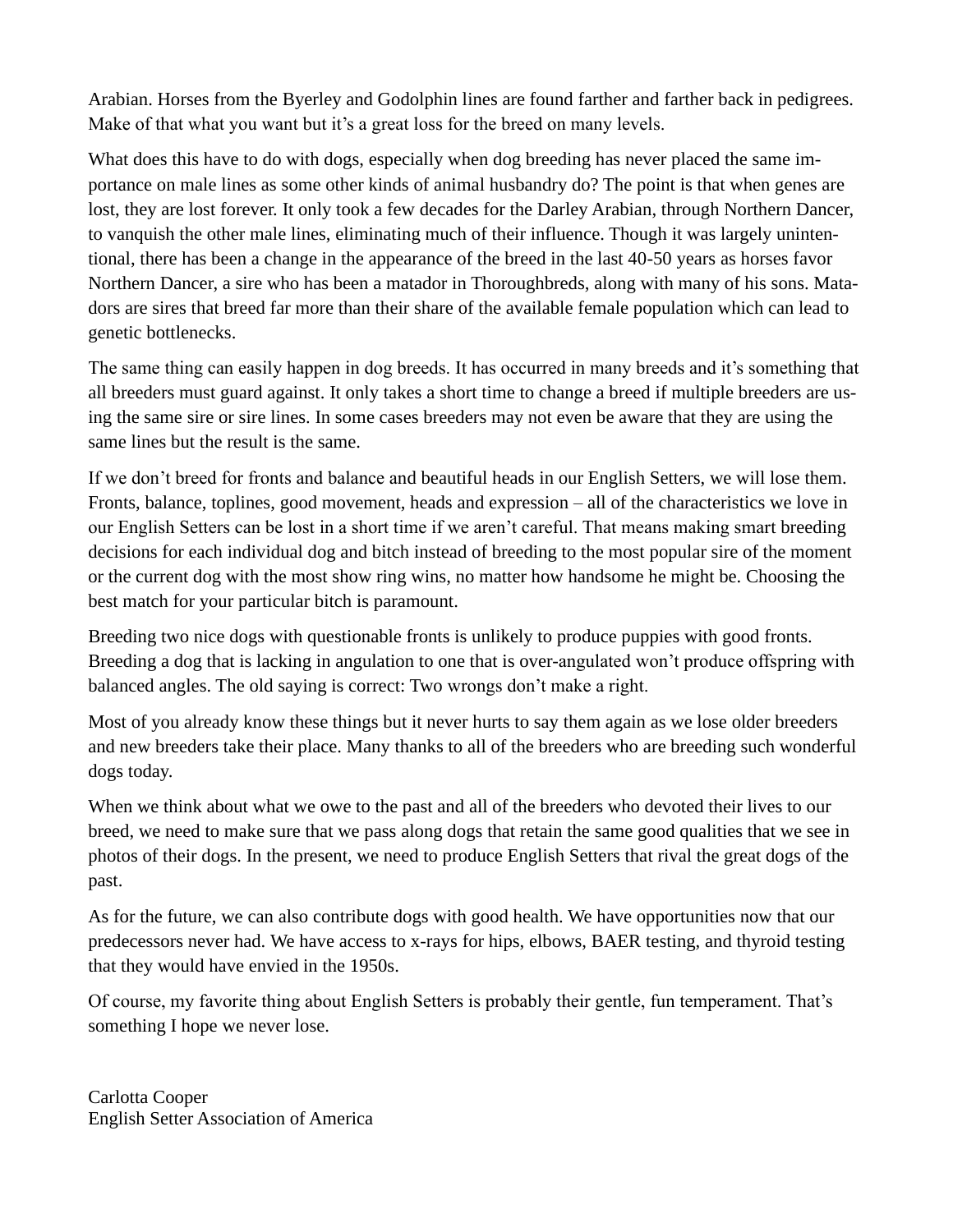Arabian. Horses from the Byerley and Godolphin lines are found farther and farther back in pedigrees. Make of that what you want but it's a great loss for the breed on many levels.

What does this have to do with dogs, especially when dog breeding has never placed the same importance on male lines as some other kinds of animal husbandry do? The point is that when genes are lost, they are lost forever. It only took a few decades for the Darley Arabian, through Northern Dancer, to vanquish the other male lines, eliminating much of their influence. Though it was largely unintentional, there has been a change in the appearance of the breed in the last 40-50 years as horses favor Northern Dancer, a sire who has been a matador in Thoroughbreds, along with many of his sons. Matadors are sires that breed far more than their share of the available female population which can lead to genetic bottlenecks.

The same thing can easily happen in dog breeds. It has occurred in many breeds and it's something that all breeders must guard against. It only takes a short time to change a breed if multiple breeders are using the same sire or sire lines. In some cases breeders may not even be aware that they are using the same lines but the result is the same.

If we don't breed for fronts and balance and beautiful heads in our English Setters, we will lose them. Fronts, balance, toplines, good movement, heads and expression – all of the characteristics we love in our English Setters can be lost in a short time if we aren't careful. That means making smart breeding decisions for each individual dog and bitch instead of breeding to the most popular sire of the moment or the current dog with the most show ring wins, no matter how handsome he might be. Choosing the best match for your particular bitch is paramount.

Breeding two nice dogs with questionable fronts is unlikely to produce puppies with good fronts. Breeding a dog that is lacking in angulation to one that is over-angulated won't produce offspring with balanced angles. The old saying is correct: Two wrongs don't make a right.

Most of you already know these things but it never hurts to say them again as we lose older breeders and new breeders take their place. Many thanks to all of the breeders who are breeding such wonderful dogs today.

When we think about what we owe to the past and all of the breeders who devoted their lives to our breed, we need to make sure that we pass along dogs that retain the same good qualities that we see in photos of their dogs. In the present, we need to produce English Setters that rival the great dogs of the past.

As for the future, we can also contribute dogs with good health. We have opportunities now that our predecessors never had. We have access to x-rays for hips, elbows, BAER testing, and thyroid testing that they would have envied in the 1950s.

Of course, my favorite thing about English Setters is probably their gentle, fun temperament. That's something I hope we never lose.

Carlotta Cooper
English Setter Association of America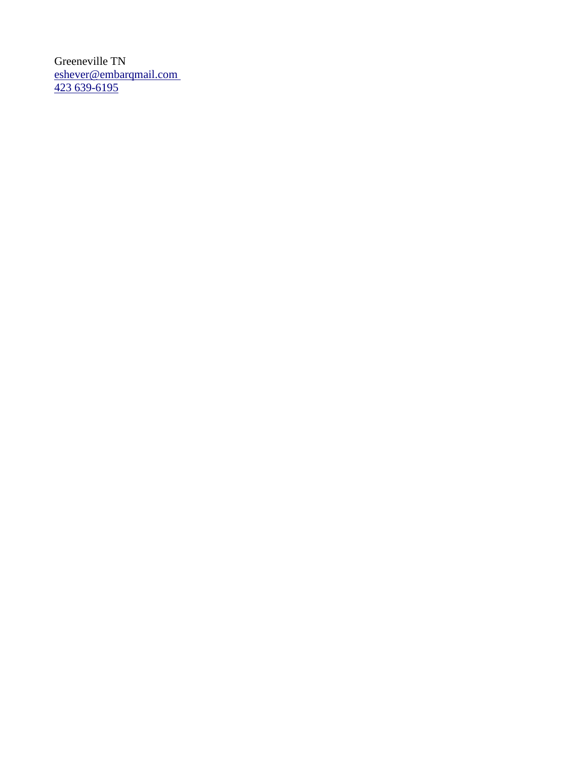Greeneville TN
eshever@embarqmail.com
423 639-6195